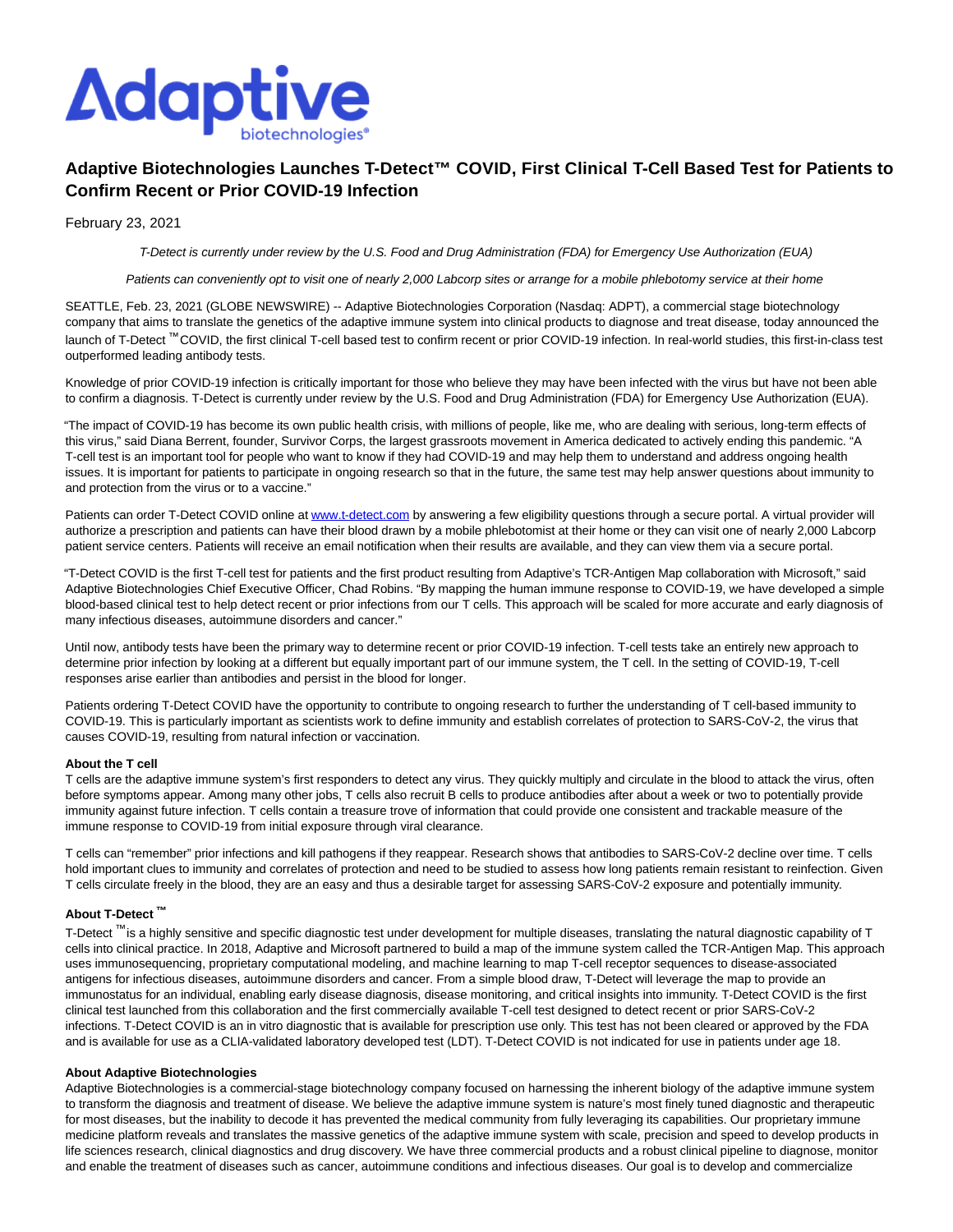# Adaptive Biotechnologies Launches T-Detect™ COVID, First Clinical T-Cell Based Test for Patients to Confirm Recent or Prior COVID-19 Infection

February 23, 2021

*T-Detect is currently under review by the U.S. Food and Drug Administration (FDA) for Emergency Use Authorization (EUA)*

*Patients can conveniently opt to visit one of nearly 2,000 Labcorp sites or arrange for a mobile phlebotomy service at their home*

SEATTLE, Feb. 23, 2021 (GLOBE NEWSWIRE) -- Adaptive Biotechnologies Corporation (Nasdaq: ADPT), a commercial stage biotechnology company that aims to translate the genetics of the adaptive immune system into clinical products to diagnose and treat disease, today announced the launch of T-Detect ™ COVID, the first clinical T-cell based test to confirm recent or prior COVID-19 infection. In real-world studies, this first-in-class test outperformed leading antibody tests.

Knowledge of prior COVID-19 infection is critically important for those who believe they may have been infected with the virus but have not been able to confirm a diagnosis. T-Detect is currently under review by the U.S. Food and Drug Administration (FDA) for Emergency Use Authorization (EUA).

"The impact of COVID-19 has become its own public health crisis, with millions of people, like me, who are dealing with serious, long-term effects of this virus," said Diana Berrent, founder, Survivor Corps, the largest grassroots movement in America dedicated to actively ending this pandemic. "A T-cell test is an important tool for people who want to know if they had COVID-19 and may help them to understand and address ongoing health issues. It is important for patients to participate in ongoing research so that in the future, the same test may help answer questions about immunity to and protection from the virus or to a vaccine."

Patients can order T-Detect COVID online at www.t-detect.com by answering a few eligibility questions through a secure portal. A virtual provider will authorize a prescription and patients can have their blood drawn by a mobile phlebotomist at their home or they can visit one of nearly 2,000 Labcorp patient service centers. Patients will receive an email notification when their results are available, and they can view them via a secure portal.

"T-Detect COVID is the first T-cell test for patients and the first product resulting from Adaptive's TCR-Antigen Map collaboration with Microsoft," said Adaptive Biotechnologies Chief Executive Officer, Chad Robins. "By mapping the human immune response to COVID-19, we have developed a simple blood-based clinical test to help detect recent or prior infections from our T cells. This approach will be scaled for more accurate and early diagnosis of many infectious diseases, autoimmune disorders and cancer."

Until now, antibody tests have been the primary way to determine recent or prior COVID-19 infection. T-cell tests take an entirely new approach to determine prior infection by looking at a different but equally important part of our immune system, the T cell. In the setting of COVID-19, T-cell responses arise earlier than antibodies and persist in the blood for longer.

Patients ordering T-Detect COVID have the opportunity to contribute to ongoing research to further the understanding of T cell-based immunity to COVID-19. This is particularly important as scientists work to define immunity and establish correlates of protection to SARS-CoV-2, the virus that causes COVID-19, resulting from natural infection or vaccination.

**About the T cell**

T cells are the adaptive immune system's first responders to detect any virus. They quickly multiply and circulate in the blood to attack the virus, often before symptoms appear. Among many other jobs, T cells also recruit B cells to produce antibodies after about a week or two to potentially provide immunity against future infection. T cells contain a treasure trove of information that could provide one consistent and trackable measure of the immune response to COVID-19 from initial exposure through viral clearance.

T cells can "remember" prior infections and kill pathogens if they reappear. Research shows that antibodies to SARS-CoV-2 decline over time. T cells hold important clues to immunity and correlates of protection and need to be studied to assess how long patients remain resistant to reinfection. Given T cells circulate freely in the blood, they are an easy and thus a desirable target for assessing SARS-CoV-2 exposure and potentially immunity.

**About T-Detect ™**

T-Detect ™ is a highly sensitive and specific diagnostic test under development for multiple diseases, translating the natural diagnostic capability of T cells into clinical practice. In 2018, Adaptive and Microsoft partnered to build a map of the immune system called the TCR-Antigen Map. This approach uses immunosequencing, proprietary computational modeling, and machine learning to map T-cell receptor sequences to disease-associated antigens for infectious diseases, autoimmune disorders and cancer. From a simple blood draw, T-Detect will leverage the map to provide an immunostatus for an individual, enabling early disease diagnosis, disease monitoring, and critical insights into immunity. T-Detect COVID is the first clinical test launched from this collaboration and the first commercially available T-cell test designed to detect recent or prior SARS-CoV-2 infections. T-Detect COVID is an in vitro diagnostic that is available for prescription use only. This test has not been cleared or approved by the FDA and is available for use as a CLIA-validated laboratory developed test (LDT). T-Detect COVID is not indicated for use in patients under age 18.

**About Adaptive Biotechnologies**

Adaptive Biotechnologies is a commercial-stage biotechnology company focused on harnessing the inherent biology of the adaptive immune system to transform the diagnosis and treatment of disease. We believe the adaptive immune system is nature's most finely tuned diagnostic and therapeutic for most diseases, but the inability to decode it has prevented the medical community from fully leveraging its capabilities. Our proprietary immune medicine platform reveals and translates the massive genetics of the adaptive immune system with scale, precision and speed to develop products in life sciences research, clinical diagnostics and drug discovery. We have three commercial products and a robust clinical pipeline to diagnose, monitor and enable the treatment of diseases such as cancer, autoimmune conditions and infectious diseases. Our goal is to develop and commercialize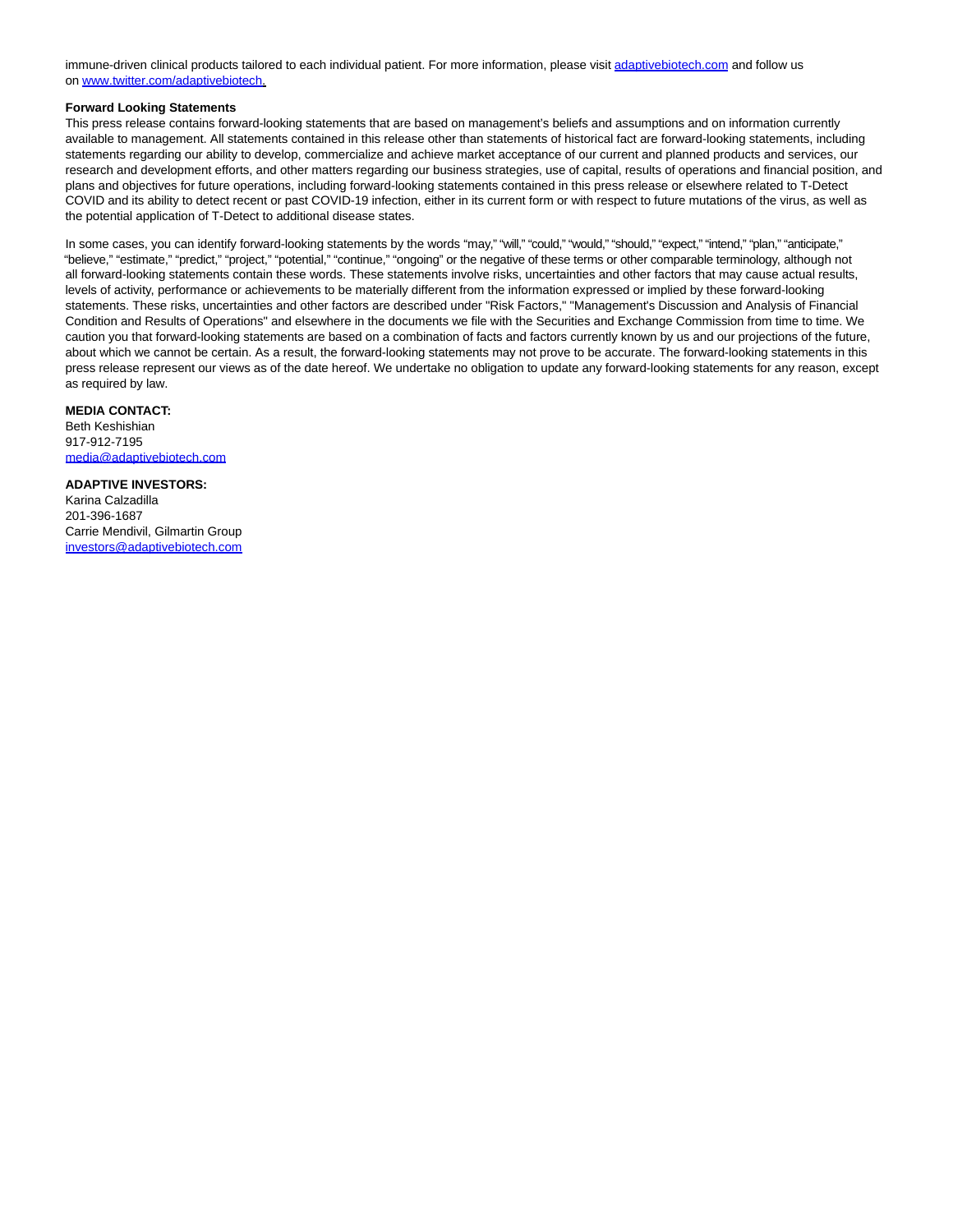immune-driven clinical products tailored to each individual patient. For more information, please visit [adaptivebiotech.com](adaptivebiotech.com) and follow us on [www.twitter.com/adaptivebiotech](www.twitter.com/adaptivebiotech).

**Forward Looking Statements**

This press release contains forward-looking statements that are based on management's beliefs and assumptions and on information currently available to management. All statements contained in this release other than statements of historical fact are forward-looking statements, including statements regarding our ability to develop, commercialize and achieve market acceptance of our current and planned products and services, our research and development efforts, and other matters regarding our business strategies, use of capital, results of operations and financial position, and plans and objectives for future operations, including forward-looking statements contained in this press release or elsewhere related to T-Detect COVID and its ability to detect recent or past COVID-19 infection, either in its current form or with respect to future mutations of the virus, as well as the potential application of T-Detect to additional disease states.

In some cases, you can identify forward-looking statements by the words "may," "will," "could," "would," "should," "expect," "intend," "plan," "anticipate," "believe," "estimate," "predict," "project," "potential," "continue," "ongoing" or the negative of these terms or other comparable terminology, although not all forward-looking statements contain these words. These statements involve risks, uncertainties and other factors that may cause actual results, levels of activity, performance or achievements to be materially different from the information expressed or implied by these forward-looking statements. These risks, uncertainties and other factors are described under "Risk Factors," "Management's Discussion and Analysis of Financial Condition and Results of Operations" and elsewhere in the documents we file with the Securities and Exchange Commission from time to time. We caution you that forward-looking statements are based on a combination of facts and factors currently known by us and our projections of the future, about which we cannot be certain. As a result, the forward-looking statements may not prove to be accurate. The forward-looking statements in this press release represent our views as of the date hereof. We undertake no obligation to update any forward-looking statements for any reason, except as required by law.

**MEDIA CONTACT:**
Beth Keshishian
917-912-7195
[media@adaptivebiotech.com](mailto:media@adaptivebiotech.com)

**ADAPTIVE INVESTORS:**
Karina Calzadilla
201-396-1687
Carrie Mendivil, Gilmartin Group
[investors@adaptivebiotech.com](mailto:investors@adaptivebiotech.com)